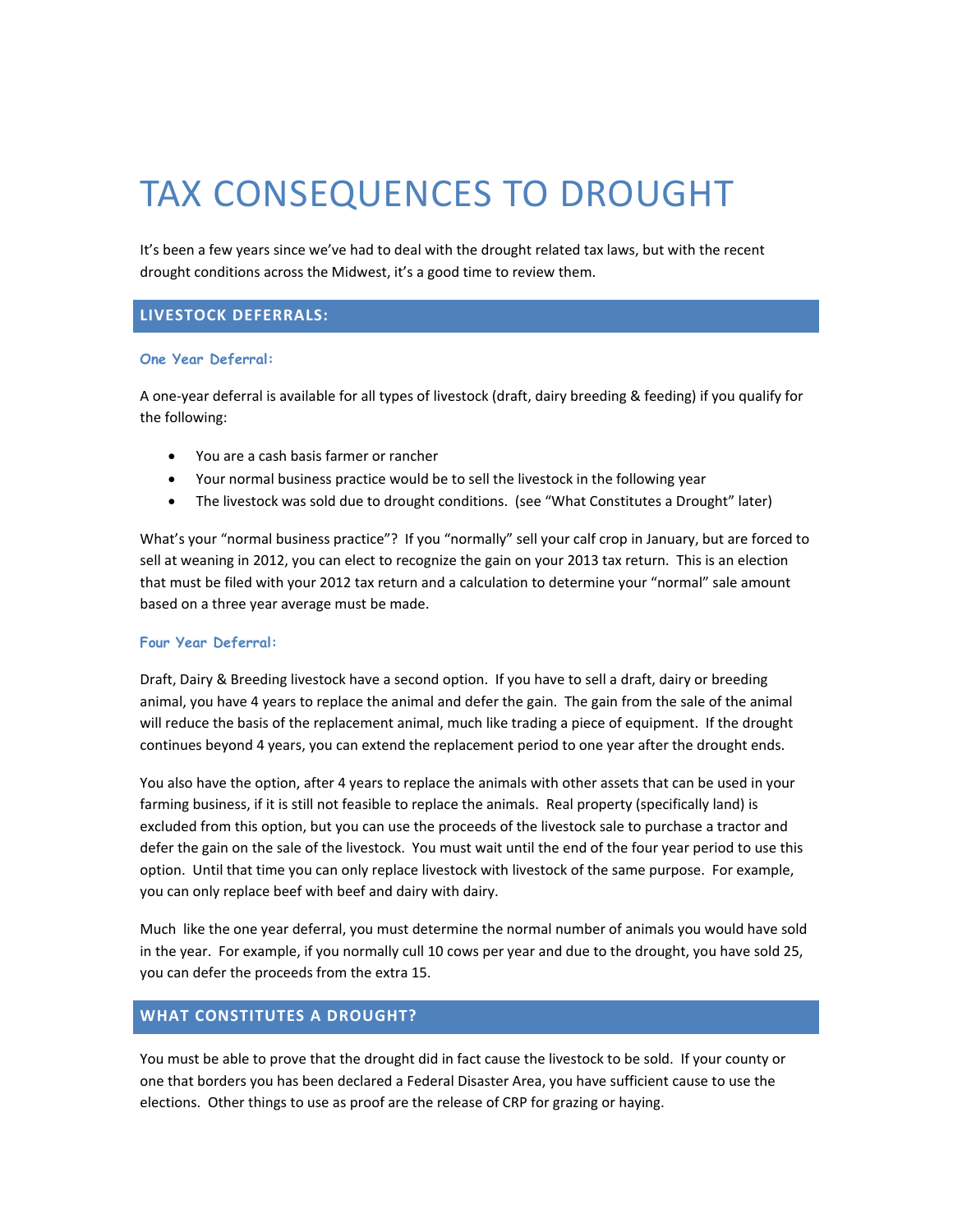# TAX CONSEQUENCES TO DROUGHT

It's been a few years since we've had to deal with the drought related tax laws, but with the recent drought conditions across the Midwest, it's a good time to review them.

## LIVESTOCK DEFERRALS:

### One Year Deferral:

A one-year deferral is available for all types of livestock (draft, dairy breeding & feeding) if you qualify for the following:

- You are a cash basis farmer or rancher
- Your normal business practice would be to sell the livestock in the following year
- The livestock was sold due to drought conditions. (see "What Constitutes a Drought" later)

What's your "normal business practice"? If you "normally" sell your calf crop in January, but are forced to sell at weaning in 2012, you can elect to recognize the gain on your 2013 tax return. This is an election that must be filed with your 2012 tax return and a calculation to determine your "normal" sale amount based on a three year average must be made.

### Four Year Deferral:

Draft, Dairy & Breeding livestock have a second option. If you have to sell a draft, dairy or breeding animal, you have 4 years to replace the animal and defer the gain. The gain from the sale of the animal will reduce the basis of the replacement animal, much like trading a piece of equipment. If the drought continues beyond 4 years, you can extend the replacement period to one year after the drought ends.

You also have the option, after 4 years to replace the animals with other assets that can be used in your farming business, if it is still not feasible to replace the animals. Real property (specifically land) is excluded from this option, but you can use the proceeds of the livestock sale to purchase a tractor and defer the gain on the sale of the livestock. You must wait until the end of the four year period to use this option. Until that time you can only replace livestock with livestock of the same purpose. For example, you can only replace beef with beef and dairy with dairy.

Much like the one year deferral, you must determine the normal number of animals you would have sold in the year. For example, if you normally cull 10 cows per year and due to the drought, you have sold 25, you can defer the proceeds from the extra 15.

## WHAT CONSTITUTES A DROUGHT?

You must be able to prove that the drought did in fact cause the livestock to be sold. If your county or one that borders you has been declared a Federal Disaster Area, you have sufficient cause to use the elections. Other things to use as proof are the release of CRP for grazing or haying.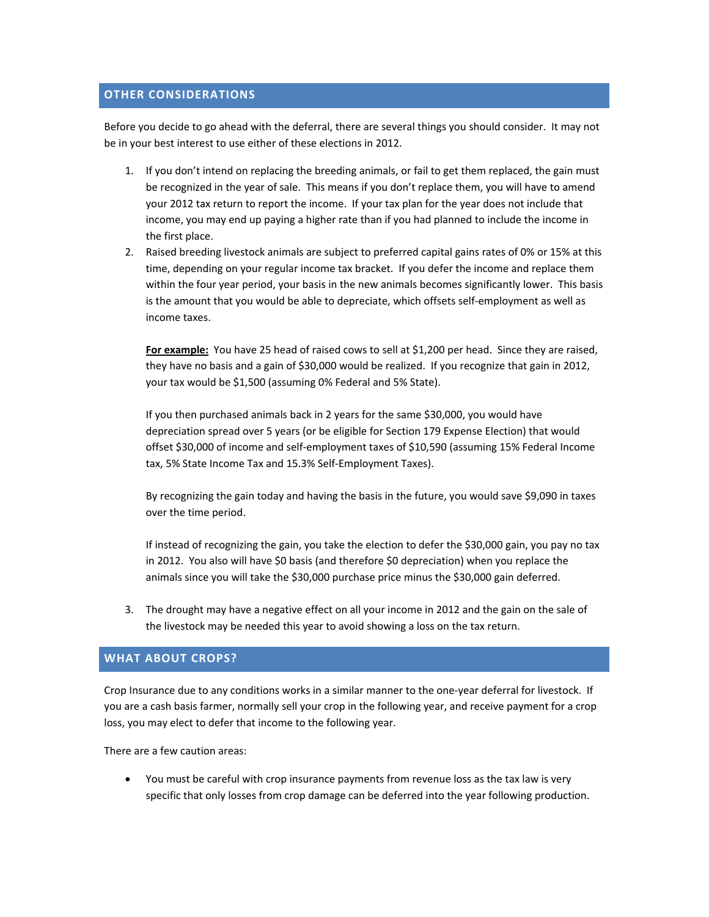## OTHER CONSIDERATIONS

Before you decide to go ahead with the deferral, there are several things you should consider. It may not be in your best interest to use either of these elections in 2012.

1. If you don't intend on replacing the breeding animals, or fail to get them replaced, the gain must be recognized in the year of sale. This means if you don't replace them, you will have to amend your 2012 tax return to report the income. If your tax plan for the year does not include that income, you may end up paying a higher rate than if you had planned to include the income in the first place.
2. Raised breeding livestock animals are subject to preferred capital gains rates of 0% or 15% at this time, depending on your regular income tax bracket. If you defer the income and replace them within the four year period, your basis in the new animals becomes significantly lower. This basis is the amount that you would be able to depreciate, which offsets self-employment as well as income taxes.

   **For example:** You have 25 head of raised cows to sell at $1,200 per head. Since they are raised, they have no basis and a gain of $30,000 would be realized. If you recognize that gain in 2012, your tax would be $1,500 (assuming 0% Federal and 5% State).

   If you then purchased animals back in 2 years for the same $30,000, you would have depreciation spread over 5 years (or be eligible for Section 179 Expense Election) that would offset $30,000 of income and self-employment taxes of $10,590 (assuming 15% Federal Income tax, 5% State Income Tax and 15.3% Self-Employment Taxes).

   By recognizing the gain today and having the basis in the future, you would save $9,090 in taxes over the time period.

   If instead of recognizing the gain, you take the election to defer the $30,000 gain, you pay no tax in 2012. You also will have $0 basis (and therefore $0 depreciation) when you replace the animals since you will take the $30,000 purchase price minus the $30,000 gain deferred.

3. The drought may have a negative effect on all your income in 2012 and the gain on the sale of the livestock may be needed this year to avoid showing a loss on the tax return.

## WHAT ABOUT CROPS?

Crop Insurance due to any conditions works in a similar manner to the one-year deferral for livestock. If you are a cash basis farmer, normally sell your crop in the following year, and receive payment for a crop loss, you may elect to defer that income to the following year.

There are a few caution areas:

- You must be careful with crop insurance payments from revenue loss as the tax law is very specific that only losses from crop damage can be deferred into the year following production.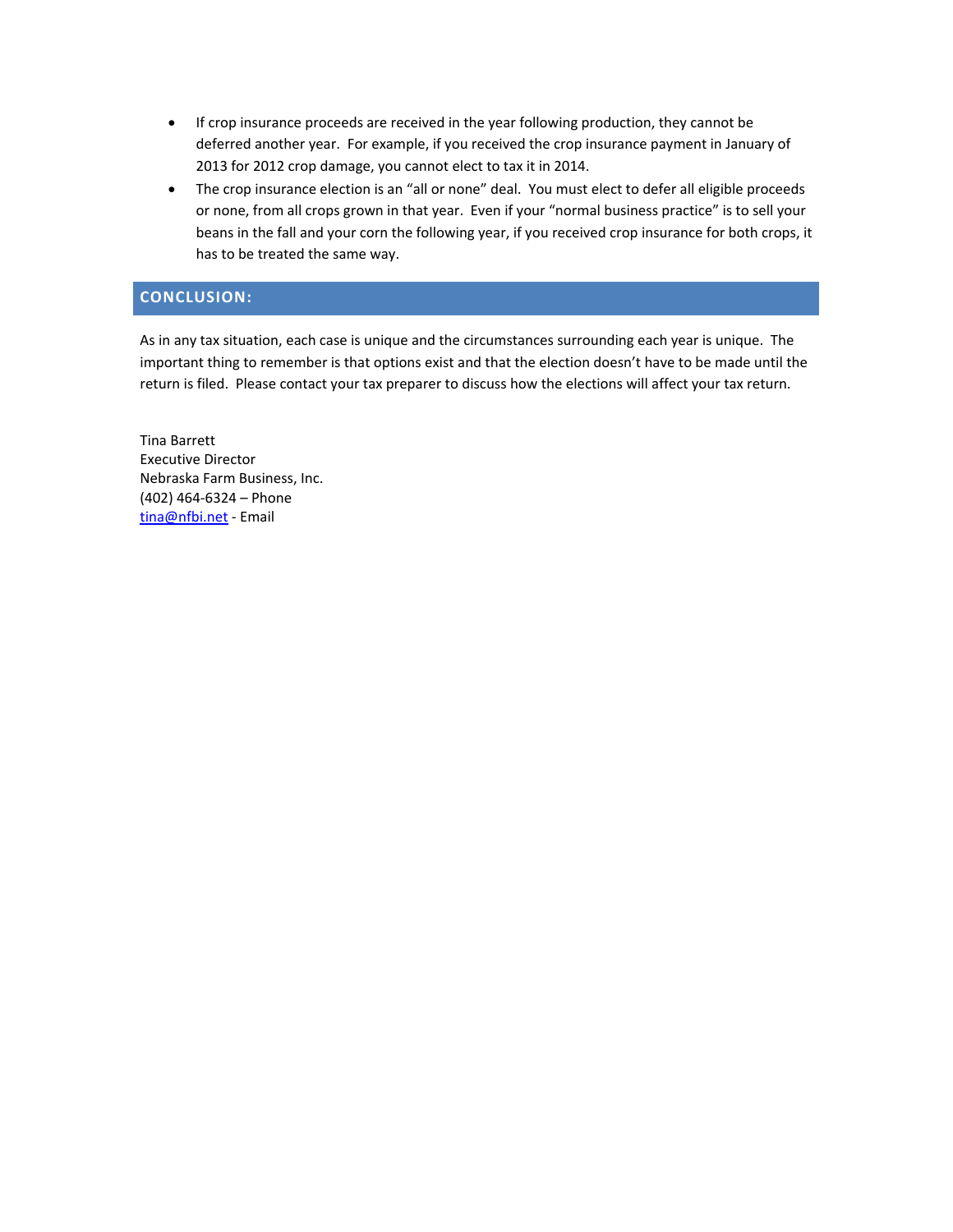- If crop insurance proceeds are received in the year following production, they cannot be deferred another year. For example, if you received the crop insurance payment in January of 2013 for 2012 crop damage, you cannot elect to tax it in 2014.
- The crop insurance election is an "all or none" deal. You must elect to defer all eligible proceeds or none, from all crops grown in that year. Even if your "normal business practice" is to sell your beans in the fall and your corn the following year, if you received crop insurance for both crops, it has to be treated the same way.

## CONCLUSION:

As in any tax situation, each case is unique and the circumstances surrounding each year is unique. The important thing to remember is that options exist and that the election doesn't have to be made until the return is filed. Please contact your tax preparer to discuss how the elections will affect your tax return.

Tina Barrett
Executive Director
Nebraska Farm Business, Inc.
(402) 464-6324 – Phone
tina@nfbi.net - Email